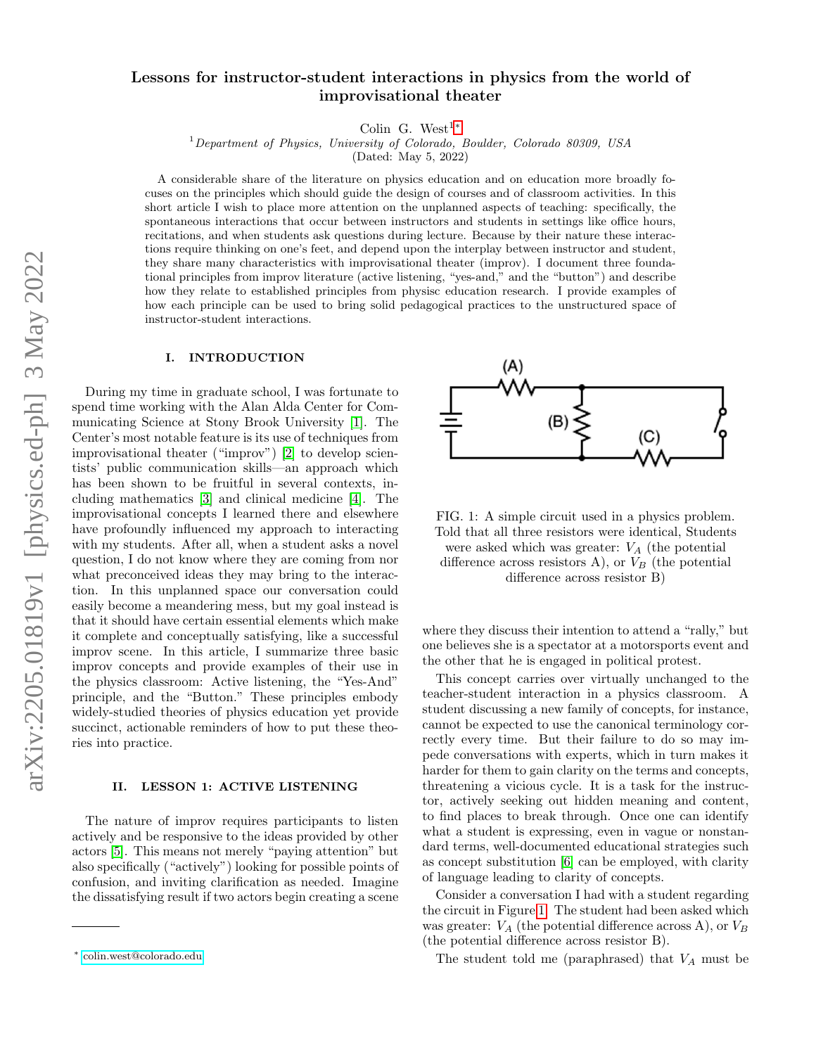# Lessons for instructor-student interactions in physics from the world of improvisational theater

Colin G. West[1,*]

[1] *Department of Physics, University of Colorado, Boulder, Colorado 80309, USA*

(Dated: May 5, 2022)

A considerable share of the literature on physics education and on education more broadly focuses on the principles which should guide the design of courses and of classroom activities. In this short article I wish to place more attention on the unplanned aspects of teaching: specifically, the spontaneous interactions that occur between instructors and students in settings like office hours, recitations, and when students ask questions during lecture. Because by their nature these interactions require thinking on one's feet, and depend upon the interplay between instructor and student, they share many characteristics with improvisational theater (improv). I document three foundational principles from improv literature (active listening, "yes-and," and the "button") and describe how they relate to established principles from physisc education research. I provide examples of how each principle can be used to bring solid pedagogical practices to the unstructured space of instructor-student interactions.

## I. INTRODUCTION

During my time in graduate school, I was fortunate to spend time working with the Alan Alda Center for Communicating Science at Stony Brook University [1]. The Center's most notable feature is its use of techniques from improvisational theater ("improv") [2] to develop scientists' public communication skills—an approach which has been shown to be fruitful in several contexts, including mathematics [3] and clinical medicine [4]. The improvisational concepts I learned there and elsewhere have profoundly influenced my approach to interacting with my students. After all, when a student asks a novel question, I do not know where they are coming from nor what preconceived ideas they may bring to the interaction. In this unplanned space our conversation could easily become a meandering mess, but my goal instead is that it should have certain essential elements which make it complete and conceptually satisfying, like a successful improv scene. In this article, I summarize three basic improv concepts and provide examples of their use in the physics classroom: Active listening, the "Yes-And" principle, and the "Button." These principles embody widely-studied theories of physics education yet provide succinct, actionable reminders of how to put these theories into practice.

## II. LESSON 1: ACTIVE LISTENING

The nature of improv requires participants to listen actively and be responsive to the ideas provided by other actors [5]. This means not merely "paying attention" but also specifically ("actively") looking for possible points of confusion, and inviting clarification as needed. Imagine the dissatisfying result if two actors begin creating a scene where they discuss their intention to attend a "rally," but one believes she is a spectator at a motorsports event and the other that he is engaged in political protest.

FIG. 1: A simple circuit used in a physics problem. Told that all three resistors were identical, Students were asked which was greater: $V_A$ (the potential difference across resistors A), or $V_B$ (the potential difference across resistor B)

This concept carries over virtually unchanged to the teacher-student interaction in a physics classroom. A student discussing a new family of concepts, for instance, cannot be expected to use the canonical terminology correctly every time. But their failure to do so may impede conversations with experts, which in turn makes it harder for them to gain clarity on the terms and concepts, threatening a vicious cycle. It is a task for the instructor, actively seeking out hidden meaning and content, to find places to break through. Once one can identify what a student is expressing, even in vague or nonstandard terms, well-documented educational strategies such as concept substitution [6] can be employed, with clarity of language leading to clarity of concepts.

Consider a conversation I had with a student regarding the circuit in Figure 1. The student had been asked which was greater: $V_A$ (the potential difference across A), or $V_B$ (the potential difference across resistor B).

The student told me (paraphrased) that $V_A$ must be

[*] colin.west@colorado.edu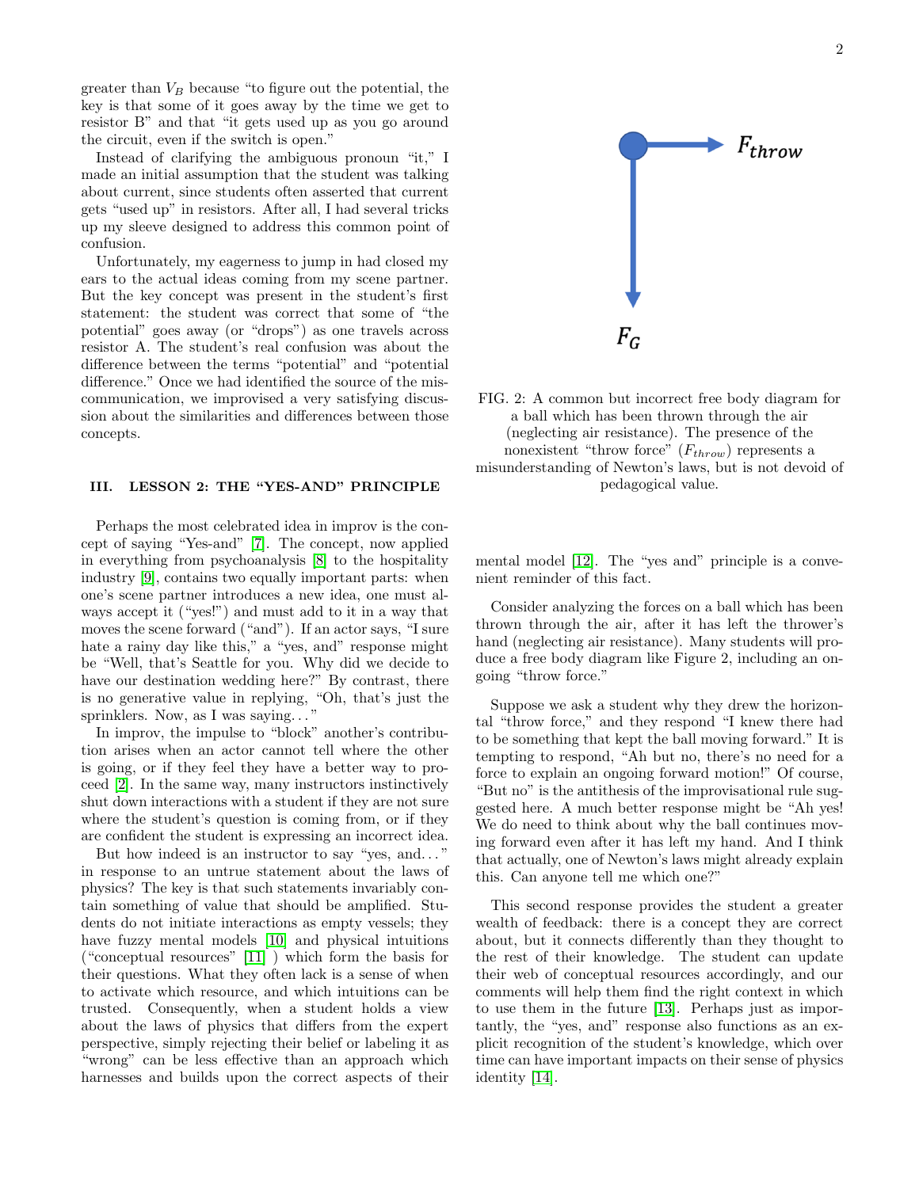greater than $V_B$ because "to figure out the potential, the key is that some of it goes away by the time we get to resistor B" and that "it gets used up as you go around the circuit, even if the switch is open."

Instead of clarifying the ambiguous pronoun "it," I made an initial assumption that the student was talking about current, since students often asserted that current gets "used up" in resistors. After all, I had several tricks up my sleeve designed to address this common point of confusion.

Unfortunately, my eagerness to jump in had closed my ears to the actual ideas coming from my scene partner. But the key concept was present in the student's first statement: the student was correct that some of "the potential" goes away (or "drops") as one travels across resistor A. The student's real confusion was about the difference between the terms "potential" and "potential difference." Once we had identified the source of the miscommunication, we improvised a very satisfying discussion about the similarities and differences between those concepts.

## III. LESSON 2: THE "YES-AND" PRINCIPLE

Perhaps the most celebrated idea in improv is the concept of saying "Yes-and" [7]. The concept, now applied in everything from psychoanalysis [8] to the hospitality industry [9], contains two equally important parts: when one's scene partner introduces a new idea, one must always accept it ("yes!") and must add to it in a way that moves the scene forward ("and"). If an actor says, "I sure hate a rainy day like this," a "yes, and" response might be "Well, that's Seattle for you. Why did we decide to have our destination wedding here?" By contrast, there is no generative value in replying, "Oh, that's just the sprinklers. Now, as I was saying..."

In improv, the impulse to "block" another's contribution arises when an actor cannot tell where the other is going, or if they feel they have a better way to proceed [2]. In the same way, many instructors instinctively shut down interactions with a student if they are not sure where the student's question is coming from, or if they are confident the student is expressing an incorrect idea.

But how indeed is an instructor to say "yes, and..." in response to an untrue statement about the laws of physics? The key is that such statements invariably contain something of value that should be amplified. Students do not initiate interactions as empty vessels; they have fuzzy mental models [10] and physical intuitions ("conceptual resources" [11] ) which form the basis for their questions. What they often lack is a sense of when to activate which resource, and which intuitions can be trusted. Consequently, when a student holds a view about the laws of physics that differs from the expert perspective, simply rejecting their belief or labeling it as "wrong" can be less effective than an approach which harnesses and builds upon the correct aspects of their mental model [12]. The "yes and" principle is a convenient reminder of this fact.

FIG. 2: A common but incorrect free body diagram for a ball which has been thrown through the air (neglecting air resistance). The presence of the nonexistent "throw force" ($F_{throw}$) represents a misunderstanding of Newton's laws, but is not devoid of pedagogical value.

Consider analyzing the forces on a ball which has been thrown through the air, after it has left the thrower's hand (neglecting air resistance). Many students will produce a free body diagram like Figure 2, including an ongoing "throw force."

Suppose we ask a student why they drew the horizontal "throw force," and they respond "I knew there had to be something that kept the ball moving forward." It is tempting to respond, "Ah but no, there's no need for a force to explain an ongoing forward motion!" Of course, "But no" is the antithesis of the improvisational rule suggested here. A much better response might be "Ah yes! We do need to think about why the ball continues moving forward even after it has left my hand. And I think that actually, one of Newton's laws might already explain this. Can anyone tell me which one?"

This second response provides the student a greater wealth of feedback: there is a concept they are correct about, but it connects differently than they thought to the rest of their knowledge. The student can update their web of conceptual resources accordingly, and our comments will help them find the right context in which to use them in the future [13]. Perhaps just as importantly, the "yes, and" response also functions as an explicit recognition of the student's knowledge, which over time can have important impacts on their sense of physics identity [14].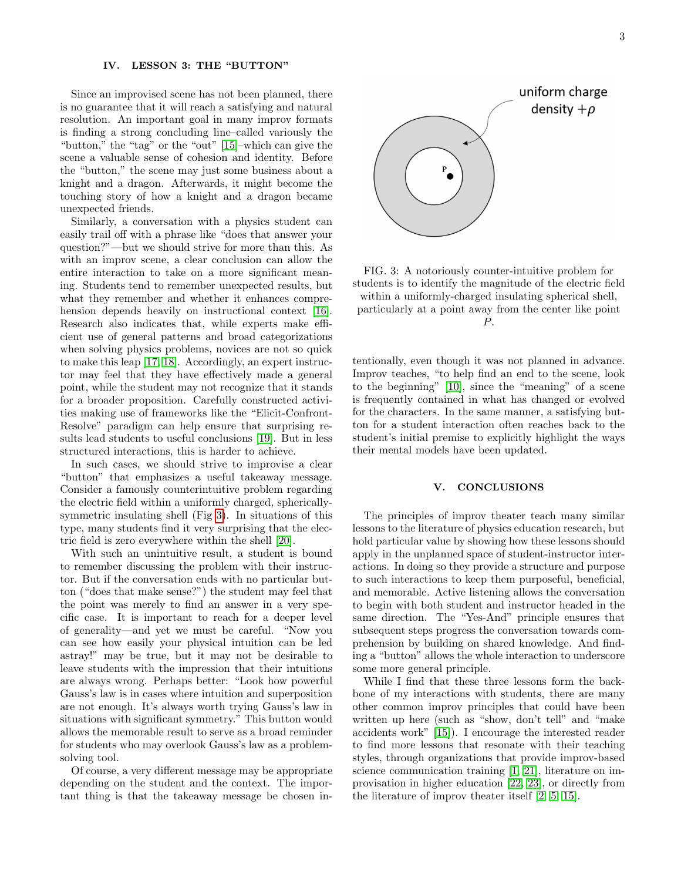## IV. LESSON 3: THE "BUTTON"

Since an improvised scene has not been planned, there is no guarantee that it will reach a satisfying and natural resolution. An important goal in many improv formats is finding a strong concluding line–called variously the "button," the "tag" or the "out" [15]–which can give the scene a valuable sense of cohesion and identity. Before the "button," the scene may just some business about a knight and a dragon. Afterwards, it might become the touching story of how a knight and a dragon became unexpected friends.

Similarly, a conversation with a physics student can easily trail off with a phrase like "does that answer your question?"—but we should strive for more than this. As with an improv scene, a clear conclusion can allow the entire interaction to take on a more significant meaning. Students tend to remember unexpected results, but what they remember and whether it enhances comprehension depends heavily on instructional context [16]. Research also indicates that, while experts make efficient use of general patterns and broad categorizations when solving physics problems, novices are not so quick to make this leap [17, 18]. Accordingly, an expert instructor may feel that they have effectively made a general point, while the student may not recognize that it stands for a broader proposition. Carefully constructed activities making use of frameworks like the "Elicit-Confront-Resolve" paradigm can help ensure that surprising results lead students to useful conclusions [19]. But in less structured interactions, this is harder to achieve.

In such cases, we should strive to improvise a clear "button" that emphasizes a useful takeaway message. Consider a famously counterintuitive problem regarding the electric field within a uniformly charged, spherically-symmetric insulating shell (Fig 3). In situations of this type, many students find it very surprising that the electric field is zero everywhere within the shell [20].

uniform charge density $+\rho$

P

FIG. 3: A notoriously counter-intuitive problem for students is to identify the magnitude of the electric field within a uniformly-charged insulating spherical shell, particularly at a point away from the center like point $P$.

With such an unintuitive result, a student is bound to remember discussing the problem with their instructor. But if the conversation ends with no particular button ("does that make sense?") the student may feel that the point was merely to find an answer in a very specific case. It is important to reach for a deeper level of generality—and yet we must be careful. "Now you can see how easily your physical intuition can be led astray!" may be true, but it may not be desirable to leave students with the impression that their intuitions are always wrong. Perhaps better: "Look how powerful Gauss's law is in cases where intuition and superposition are not enough. It's always worth trying Gauss's law in situations with significant symmetry." This button would allows the memorable result to serve as a broad reminder for students who may overlook Gauss's law as a problem-solving tool.

Of course, a very different message may be appropriate depending on the student and the context. The important thing is that the takeaway message be chosen intentionally, even though it was not planned in advance. Improv teaches, "to help find an end to the scene, look to the beginning" [10], since the "meaning" of a scene is frequently contained in what has changed or evolved for the characters. In the same manner, a satisfying button for a student interaction often reaches back to the student's initial premise to explicitly highlight the ways their mental models have been updated.

## V. CONCLUSIONS

The principles of improv theater teach many similar lessons to the literature of physics education research, but hold particular value by showing how these lessons should apply in the unplanned space of student-instructor interactions. In doing so they provide a structure and purpose to such interactions to keep them purposeful, beneficial, and memorable. Active listening allows the conversation to begin with both student and instructor headed in the same direction. The "Yes-And" principle ensures that subsequent steps progress the conversation towards comprehension by building on shared knowledge. And finding a "button" allows the whole interaction to underscore some more general principle.

While I find that these three lessons form the backbone of my interactions with students, there are many other common improv principles that could have been written up here (such as "show, don't tell" and "make accidents work" [15]). I encourage the interested reader to find more lessons that resonate with their teaching styles, through organizations that provide improv-based science communication training [1, 21], literature on improvisation in higher education [22, 23], or directly from the literature of improv theater itself [2, 5, 15].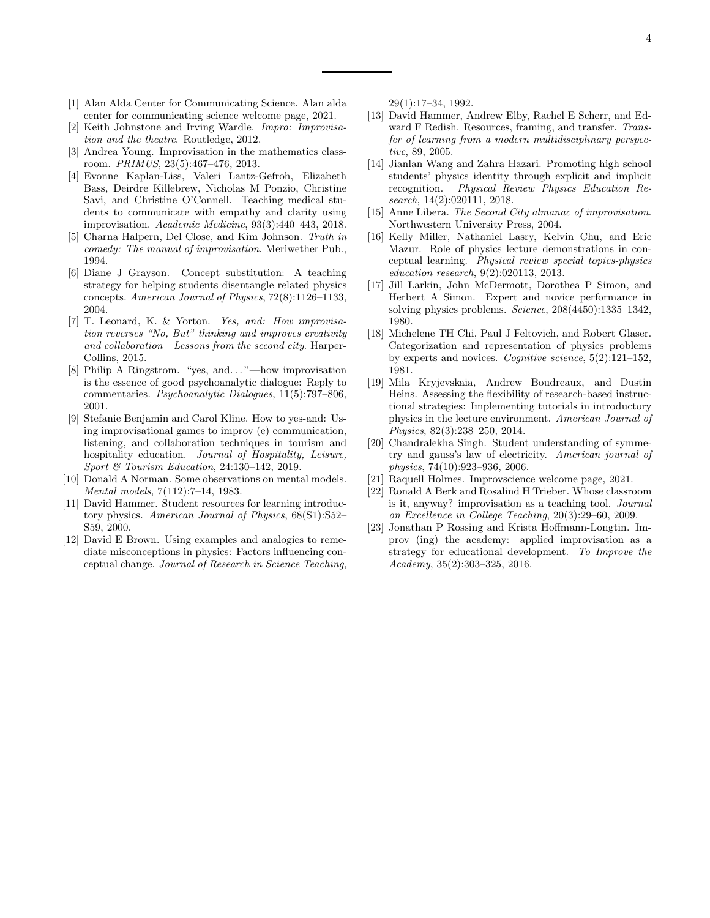[1] Alan Alda Center for Communicating Science. Alan alda center for communicating science welcome page, 2021.

[2] Keith Johnstone and Irving Wardle. *Impro: Improvisation and the theatre*. Routledge, 2012.

[3] Andrea Young. Improvisation in the mathematics classroom. *PRIMUS*, 23(5):467–476, 2013.

[4] Evonne Kaplan-Liss, Valeri Lantz-Gefroh, Elizabeth Bass, Deirdre Killebrew, Nicholas M Ponzio, Christine Savi, and Christine O'Connell. Teaching medical students to communicate with empathy and clarity using improvisation. *Academic Medicine*, 93(3):440–443, 2018.

[5] Charna Halpern, Del Close, and Kim Johnson. *Truth in comedy: The manual of improvisation*. Meriwether Pub., 1994.

[6] Diane J Grayson. Concept substitution: A teaching strategy for helping students disentangle related physics concepts. *American Journal of Physics*, 72(8):1126–1133, 2004.

[7] T. Leonard, K. & Yorton. *Yes, and: How improvisation reverses "No, But" thinking and improves creativity and collaboration—Lessons from the second city*. Harper-Collins, 2015.

[8] Philip A Ringstrom. "yes, and…"—how improvisation is the essence of good psychoanalytic dialogue: Reply to commentaries. *Psychoanalytic Dialogues*, 11(5):797–806, 2001.

[9] Stefanie Benjamin and Carol Kline. How to yes-and: Using improvisational games to improv (e) communication, listening, and collaboration techniques in tourism and hospitality education. *Journal of Hospitality, Leisure, Sport & Tourism Education*, 24:130–142, 2019.

[10] Donald A Norman. Some observations on mental models. *Mental models*, 7(112):7–14, 1983.

[11] David Hammer. Student resources for learning introductory physics. *American Journal of Physics*, 68(S1):S52–S59, 2000.

[12] David E Brown. Using examples and analogies to remediate misconceptions in physics: Factors influencing conceptual change. *Journal of Research in Science Teaching*, 29(1):17–34, 1992.

[13] David Hammer, Andrew Elby, Rachel E Scherr, and Edward F Redish. Resources, framing, and transfer. *Transfer of learning from a modern multidisciplinary perspective*, 89, 2005.

[14] Jianlan Wang and Zahra Hazari. Promoting high school students' physics identity through explicit and implicit recognition. *Physical Review Physics Education Research*, 14(2):020111, 2018.

[15] Anne Libera. *The Second City almanac of improvisation*. Northwestern University Press, 2004.

[16] Kelly Miller, Nathaniel Lasry, Kelvin Chu, and Eric Mazur. Role of physics lecture demonstrations in conceptual learning. *Physical review special topics-physics education research*, 9(2):020113, 2013.

[17] Jill Larkin, John McDermott, Dorothea P Simon, and Herbert A Simon. Expert and novice performance in solving physics problems. *Science*, 208(4450):1335–1342, 1980.

[18] Michelene TH Chi, Paul J Feltovich, and Robert Glaser. Categorization and representation of physics problems by experts and novices. *Cognitive science*, 5(2):121–152, 1981.

[19] Mila Kryjevskaia, Andrew Boudreaux, and Dustin Heins. Assessing the flexibility of research-based instructional strategies: Implementing tutorials in introductory physics in the lecture environment. *American Journal of Physics*, 82(3):238–250, 2014.

[20] Chandralekha Singh. Student understanding of symmetry and gauss's law of electricity. *American journal of physics*, 74(10):923–936, 2006.

[21] Raquell Holmes. Improvscience welcome page, 2021.

[22] Ronald A Berk and Rosalind H Trieber. Whose classroom is it, anyway? improvisation as a teaching tool. *Journal on Excellence in College Teaching*, 20(3):29–60, 2009.

[23] Jonathan P Rossing and Krista Hoffmann-Longtin. Improv (ing) the academy: applied improvisation as a strategy for educational development. *To Improve the Academy*, 35(2):303–325, 2016.